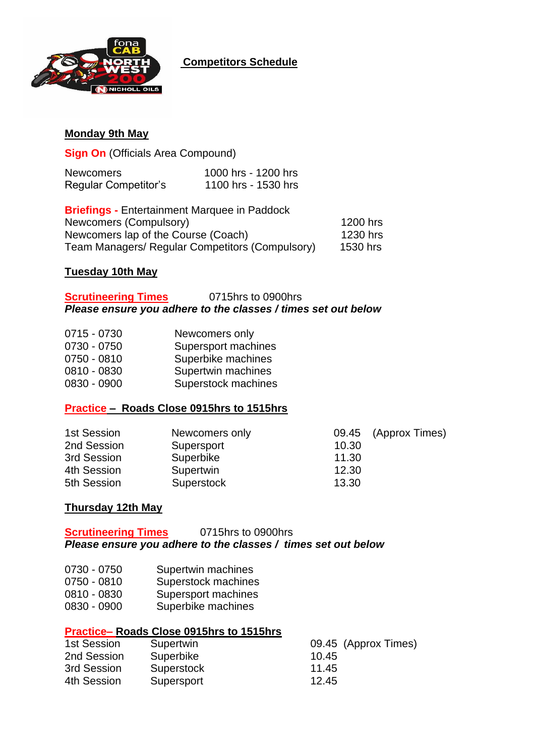# Competitors Schedule

## Monday 9th May

**Sign On** (Officials Area Compound)

| | |
|---|---|
| Newcomers | 1000 hrs - 1200 hrs |
| Regular Competitor's | 1100 hrs - 1530 hrs |

**Briefings -** Entertainment Marquee in Paddock

| | |
|---|---|
| Newcomers (Compulsory) | 1200 hrs |
| Newcomers lap of the Course (Coach) | 1230 hrs |
| Team Managers/ Regular Competitors (Compulsory) | 1530 hrs |

## Tuesday 10th May

**Scrutineering Times** 0715hrs to 0900hrs

***Please ensure you adhere to the classes / times set out below***

| | |
|---|---|
| 0715 - 0730 | Newcomers only |
| 0730 - 0750 | Supersport machines |
| 0750 - 0810 | Superbike machines |
| 0810 - 0830 | Supertwin machines |
| 0830 - 0900 | Superstock machines |

**Practice – Roads Close 0915hrs to 1515hrs**

| | | |
|---|---|---|
| 1st Session | Newcomers only | 09.45 (Approx Times) |
| 2nd Session | Supersport | 10.30 |
| 3rd Session | Superbike | 11.30 |
| 4th Session | Supertwin | 12.30 |
| 5th Session | Superstock | 13.30 |

## Thursday 12th May

**Scrutineering Times** 0715hrs to 0900hrs

***Please ensure you adhere to the classes / times set out below***

| | |
|---|---|
| 0730 - 0750 | Supertwin machines |
| 0750 - 0810 | Superstock machines |
| 0810 - 0830 | Supersport machines |
| 0830 - 0900 | Superbike machines |

**Practice– Roads Close 0915hrs to 1515hrs**

| | | |
|---|---|---|
| 1st Session | Supertwin | 09.45 (Approx Times) |
| 2nd Session | Superbike | 10.45 |
| 3rd Session | Superstock | 11.45 |
| 4th Session | Supersport | 12.45 |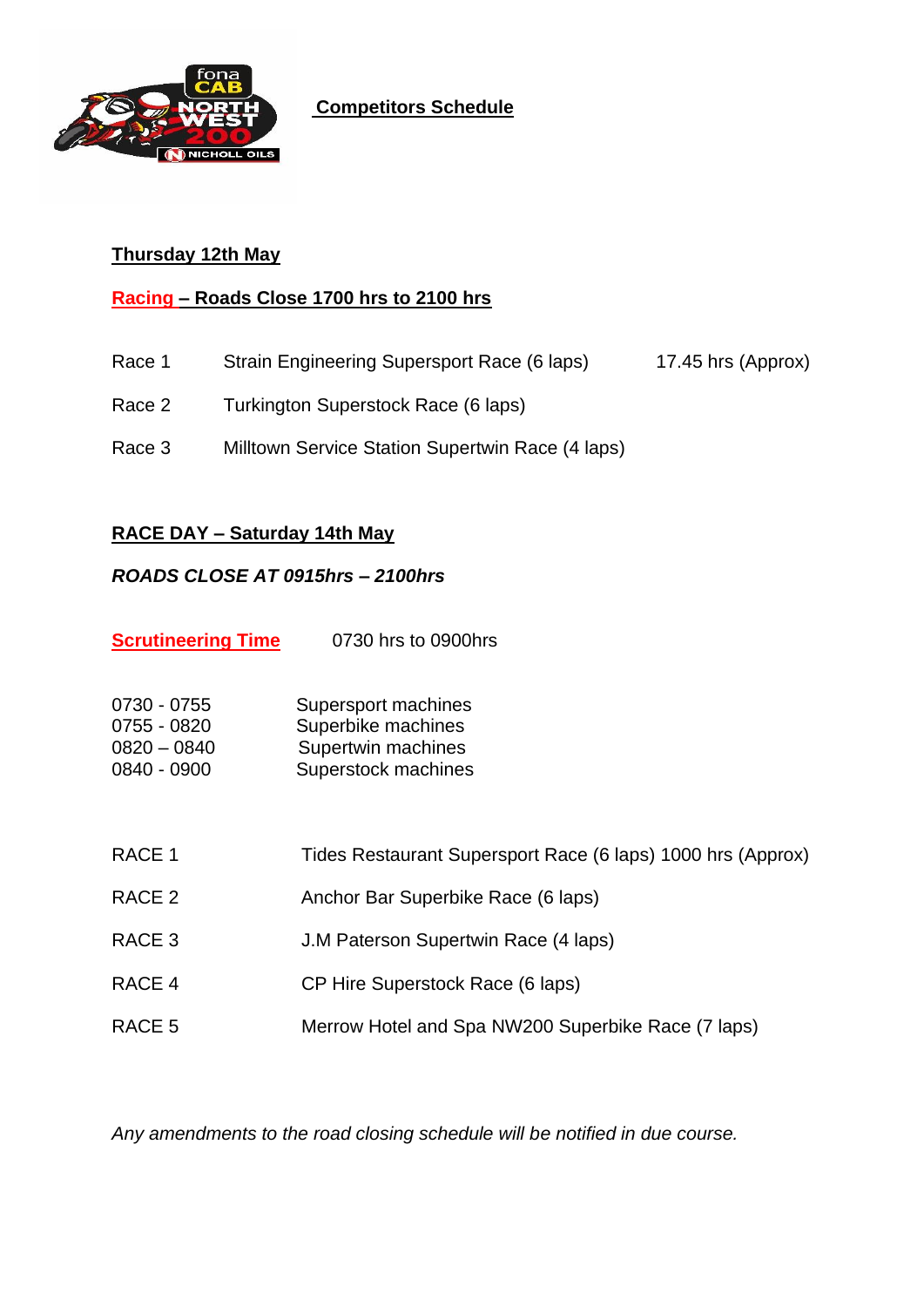**Competitors Schedule**

**Thursday 12th May**

**Racing – Roads Close 1700 hrs to 2100 hrs**

| | | |
|---|---|---|
| Race 1 | Strain Engineering Supersport Race (6 laps) | 17.45 hrs (Approx) |
| Race 2 | Turkington Superstock Race (6 laps) | |
| Race 3 | Milltown Service Station Supertwin Race (4 laps) | |

**RACE DAY – Saturday 14th May**

***ROADS CLOSE AT 0915hrs – 2100hrs***

**Scrutineering Time** 0730 hrs to 0900hrs

| | |
|---|---|
| 0730 - 0755 | Supersport machines |
| 0755 - 0820 | Superbike machines |
| 0820 – 0840 | Supertwin machines |
| 0840 - 0900 | Superstock machines |

| | |
|---|---|
| RACE 1 | Tides Restaurant Supersport Race (6 laps) 1000 hrs (Approx) |
| RACE 2 | Anchor Bar Superbike Race (6 laps) |
| RACE 3 | J.M Paterson Supertwin Race (4 laps) |
| RACE 4 | CP Hire Superstock Race (6 laps) |
| RACE 5 | Merrow Hotel and Spa NW200 Superbike Race (7 laps) |

*Any amendments to the road closing schedule will be notified in due course.*